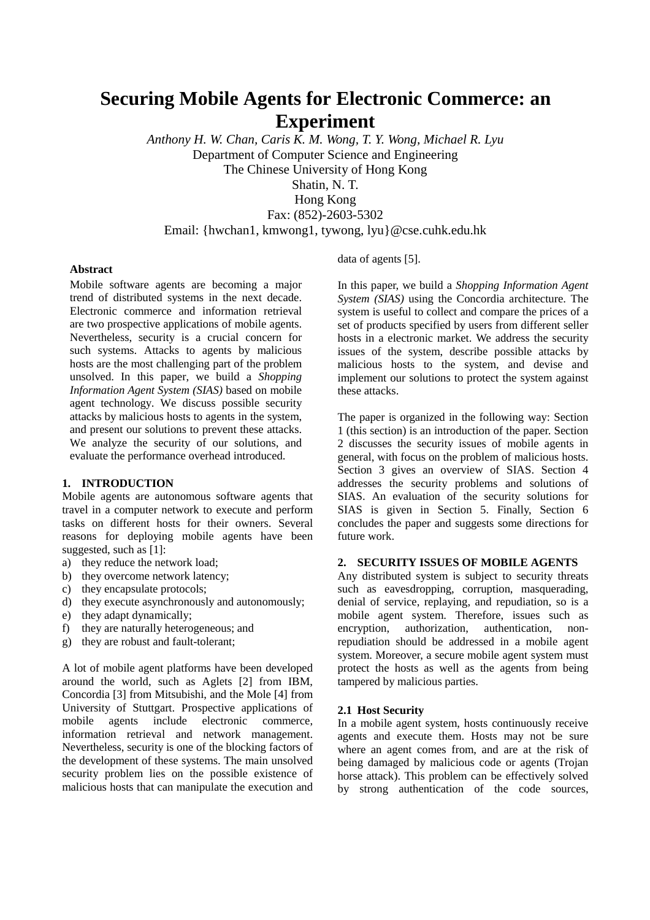# Securing Mobile Agents for Electronic Commerce: an Experiment

*Anthony H. W. Chan, Caris K. M. Wong, T. Y. Wong, Michael R. Lyu*

Department of Computer Science and Engineering
The Chinese University of Hong Kong
Shatin, N. T.
Hong Kong
Fax: (852)-2603-5302
Email: {hwchan1, kmwong1, tywong, lyu}@cse.cuhk.edu.hk

**Abstract**

Mobile software agents are becoming a major trend of distributed systems in the next decade. Electronic commerce and information retrieval are two prospective applications of mobile agents. Nevertheless, security is a crucial concern for such systems. Attacks to agents by malicious hosts are the most challenging part of the problem unsolved. In this paper, we build a *Shopping Information Agent System (SIAS)* based on mobile agent technology. We discuss possible security attacks by malicious hosts to agents in the system, and present our solutions to prevent these attacks. We analyze the security of our solutions, and evaluate the performance overhead introduced.

## 1. INTRODUCTION

Mobile agents are autonomous software agents that travel in a computer network to execute and perform tasks on different hosts for their owners. Several reasons for deploying mobile agents have been suggested, such as [1]:

a) they reduce the network load;
b) they overcome network latency;
c) they encapsulate protocols;
d) they execute asynchronously and autonomously;
e) they adapt dynamically;
f) they are naturally heterogeneous; and
g) they are robust and fault-tolerant;

A lot of mobile agent platforms have been developed around the world, such as Aglets [2] from IBM, Concordia [3] from Mitsubishi, and the Mole [4] from University of Stuttgart. Prospective applications of mobile agents include electronic commerce, information retrieval and network management. Nevertheless, security is one of the blocking factors of the development of these systems. The main unsolved security problem lies on the possible existence of malicious hosts that can manipulate the execution and data of agents [5].

In this paper, we build a *Shopping Information Agent System (SIAS)* using the Concordia architecture. The system is useful to collect and compare the prices of a set of products specified by users from different seller hosts in a electronic market. We address the security issues of the system, describe possible attacks by malicious hosts to the system, and devise and implement our solutions to protect the system against these attacks.

The paper is organized in the following way: Section 1 (this section) is an introduction of the paper. Section 2 discusses the security issues of mobile agents in general, with focus on the problem of malicious hosts. Section 3 gives an overview of SIAS. Section 4 addresses the security problems and solutions of SIAS. An evaluation of the security solutions for SIAS is given in Section 5. Finally, Section 6 concludes the paper and suggests some directions for future work.

## 2. SECURITY ISSUES OF MOBILE AGENTS

Any distributed system is subject to security threats such as eavesdropping, corruption, masquerading, denial of service, replaying, and repudiation, so is a mobile agent system. Therefore, issues such as encryption, authorization, authentication, non-repudiation should be addressed in a mobile agent system. Moreover, a secure mobile agent system must protect the hosts as well as the agents from being tampered by malicious parties.

### 2.1 Host Security

In a mobile agent system, hosts continuously receive agents and execute them. Hosts may not be sure where an agent comes from, and are at the risk of being damaged by malicious code or agents (Trojan horse attack). This problem can be effectively solved by strong authentication of the code sources,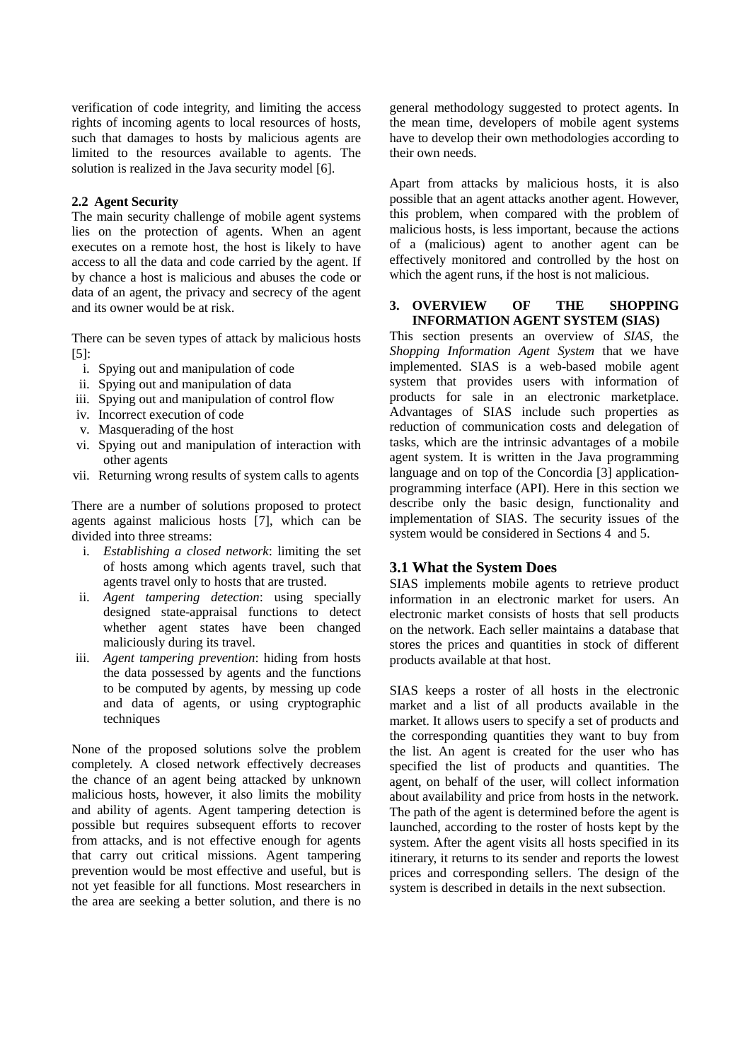verification of code integrity, and limiting the access rights of incoming agents to local resources of hosts, such that damages to hosts by malicious agents are limited to the resources available to agents. The solution is realized in the Java security model [6].

### 2.2 Agent Security

The main security challenge of mobile agent systems lies on the protection of agents. When an agent executes on a remote host, the host is likely to have access to all the data and code carried by the agent. If by chance a host is malicious and abuses the code or data of an agent, the privacy and secrecy of the agent and its owner would be at risk.

There can be seven types of attack by malicious hosts [5]:

i. Spying out and manipulation of code
ii. Spying out and manipulation of data
iii. Spying out and manipulation of control flow
iv. Incorrect execution of code
v. Masquerading of the host
vi. Spying out and manipulation of interaction with other agents
vii. Returning wrong results of system calls to agents

There are a number of solutions proposed to protect agents against malicious hosts [7], which can be divided into three streams:

i. *Establishing a closed network*: limiting the set of hosts among which agents travel, such that agents travel only to hosts that are trusted.
ii. *Agent tampering detection*: using specially designed state-appraisal functions to detect whether agent states have been changed maliciously during its travel.
iii. *Agent tampering prevention*: hiding from hosts the data possessed by agents and the functions to be computed by agents, by messing up code and data of agents, or using cryptographic techniques

None of the proposed solutions solve the problem completely. A closed network effectively decreases the chance of an agent being attacked by unknown malicious hosts, however, it also limits the mobility and ability of agents. Agent tampering detection is possible but requires subsequent efforts to recover from attacks, and is not effective enough for agents that carry out critical missions. Agent tampering prevention would be most effective and useful, but is not yet feasible for all functions. Most researchers in the area are seeking a better solution, and there is no general methodology suggested to protect agents. In the mean time, developers of mobile agent systems have to develop their own methodologies according to their own needs.

Apart from attacks by malicious hosts, it is also possible that an agent attacks another agent. However, this problem, when compared with the problem of malicious hosts, is less important, because the actions of a (malicious) agent to another agent can be effectively monitored and controlled by the host on which the agent runs, if the host is not malicious.

## 3. OVERVIEW OF THE SHOPPING INFORMATION AGENT SYSTEM (SIAS)

This section presents an overview of *SIAS*, the *Shopping Information Agent System* that we have implemented. SIAS is a web-based mobile agent system that provides users with information of products for sale in an electronic marketplace. Advantages of SIAS include such properties as reduction of communication costs and delegation of tasks, which are the intrinsic advantages of a mobile agent system. It is written in the Java programming language and on top of the Concordia [3] application-programming interface (API). Here in this section we describe only the basic design, functionality and implementation of SIAS. The security issues of the system would be considered in Sections 4 and 5.

### 3.1 What the System Does

SIAS implements mobile agents to retrieve product information in an electronic market for users. An electronic market consists of hosts that sell products on the network. Each seller maintains a database that stores the prices and quantities in stock of different products available at that host.

SIAS keeps a roster of all hosts in the electronic market and a list of all products available in the market. It allows users to specify a set of products and the corresponding quantities they want to buy from the list. An agent is created for the user who has specified the list of products and quantities. The agent, on behalf of the user, will collect information about availability and price from hosts in the network. The path of the agent is determined before the agent is launched, according to the roster of hosts kept by the system. After the agent visits all hosts specified in its itinerary, it returns to its sender and reports the lowest prices and corresponding sellers. The design of the system is described in details in the next subsection.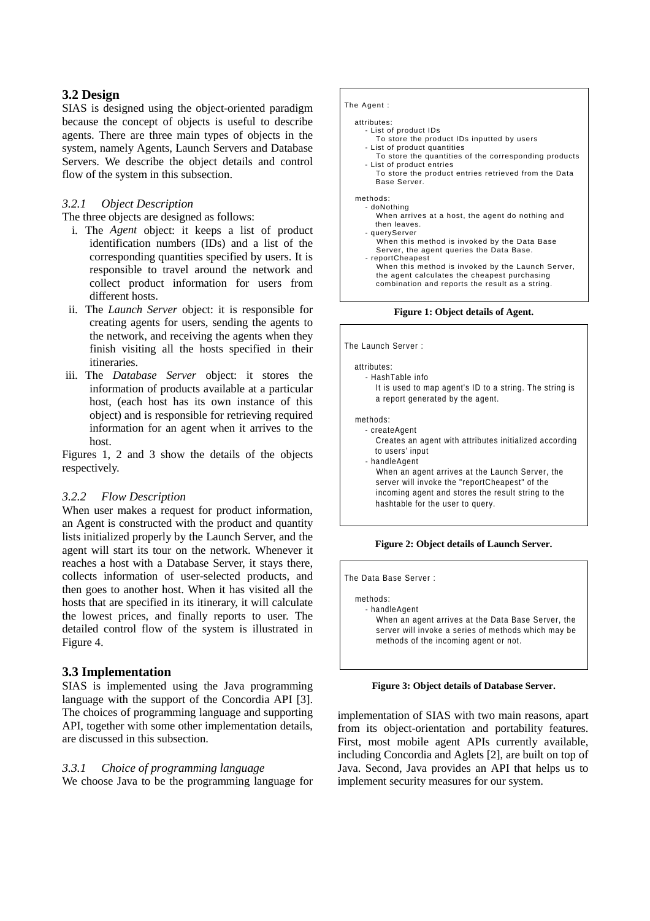## 3.2 Design

SIAS is designed using the object-oriented paradigm because the concept of objects is useful to describe agents. There are three main types of objects in the system, namely Agents, Launch Servers and Database Servers. We describe the object details and control flow of the system in this subsection.

### 3.2.1 Object Description

The three objects are designed as follows:

- i. The *Agent* object: it keeps a list of product identification numbers (IDs) and a list of the corresponding quantities specified by users. It is responsible to travel around the network and collect product information for users from different hosts.
- ii. The *Launch Server* object: it is responsible for creating agents for users, sending the agents to the network, and receiving the agents when they finish visiting all the hosts specified in their itineraries.
- iii. The *Database Server* object: it stores the information of products available at a particular host, (each host has its own instance of this object) and is responsible for retrieving required information for an agent when it arrives to the host.

Figures 1, 2 and 3 show the details of the objects respectively.

### 3.2.2 Flow Description

When user makes a request for product information, an Agent is constructed with the product and quantity lists initialized properly by the Launch Server, and the agent will start its tour on the network. Whenever it reaches a host with a Database Server, it stays there, collects information of user-selected products, and then goes to another host. When it has visited all the hosts that are specified in its itinerary, it will calculate the lowest prices, and finally reports to user. The detailed control flow of the system is illustrated in Figure 4.

```
The Agent :

  attributes:
    - List of product IDs
        To store the product IDs inputted by users
    - List of product quantities
        To store the quantities of the corresponding products
    - List of product entries
        To store the product entries retrieved from the Data
        Base Server.

  methods:
    - doNothing
        When arrives at a host, the agent do nothing and
        then leaves.
    - queryServer
        When this method is invoked by the Data Base
        Server, the agent queries the Data Base.
    - reportCheapest
        When this method is invoked by the Launch Server,
        the agent calculates the cheapest purchasing
        combination and reports the result as a string.
```

**Figure 1: Object details of Agent.**

```
The Launch Server :

  attributes:
    - HashTable info
        It is used to map agent's ID to a string. The string is
        a report generated by the agent.

  methods:
    - createAgent
        Creates an agent with attributes initialized according
        to users' input
    - handleAgent
        When an agent arrives at the Launch Server, the
        server will invoke the "reportCheapest" of the
        incoming agent and stores the result string to the
        hashtable for the user to query.
```

**Figure 2: Object details of Launch Server.**

```
The Data Base Server :

  methods:
    - handleAgent
        When an agent arrives at the Data Base Server, the
        server will invoke a series of methods which may be
        methods of the incoming agent or not.
```

**Figure 3: Object details of Database Server.**

## 3.3 Implementation

SIAS is implemented using the Java programming language with the support of the Concordia API [3]. The choices of programming language and supporting API, together with some other implementation details, are discussed in this subsection.

### 3.3.1 Choice of programming language

We choose Java to be the programming language for implementation of SIAS with two main reasons, apart from its object-orientation and portability features. First, most mobile agent APIs currently available, including Concordia and Aglets [2], are built on top of Java. Second, Java provides an API that helps us to implement security measures for our system.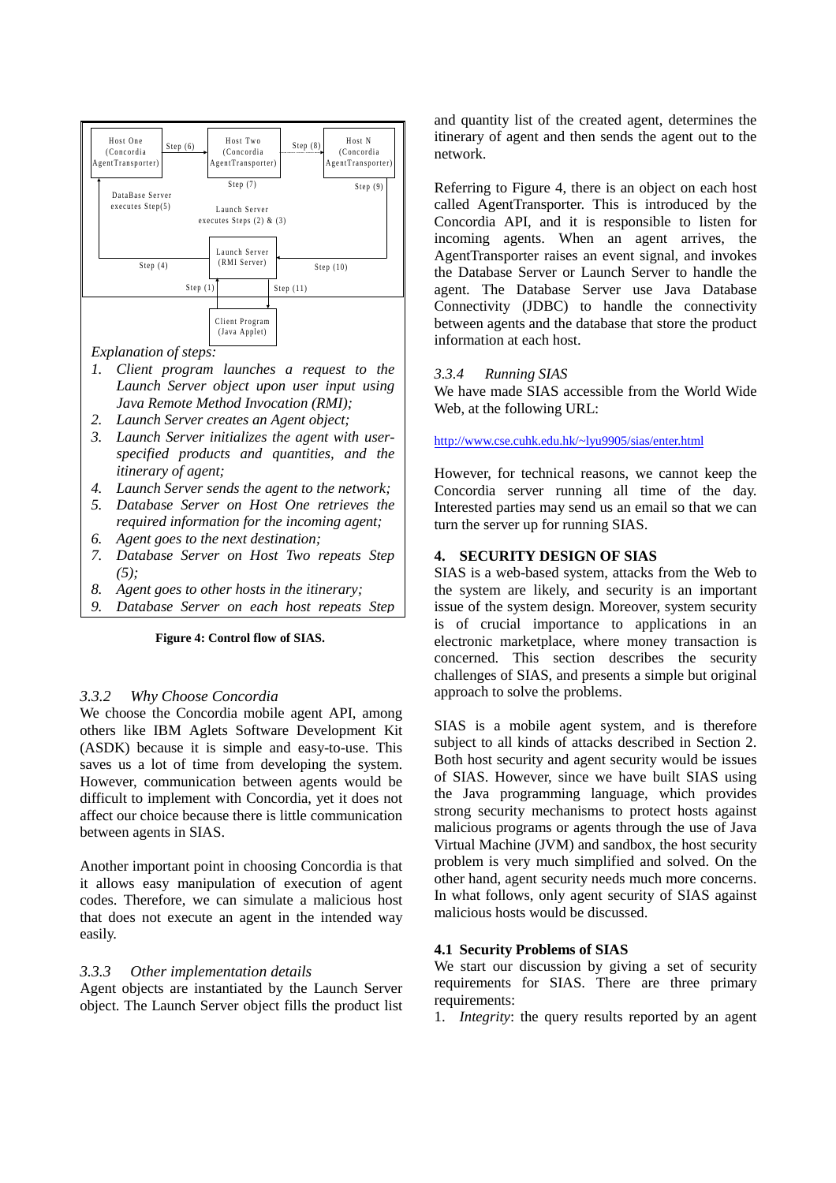Host One (Concordia AgentTransporter) — Step (6) → Host Two (Concordia AgentTransporter) — Step (8) → Host N (Concordia AgentTransporter)

Step (7)    Step (9)

DataBase Server executes Step(5)

Launch Server executes Steps (2) & (3)

Launch Server (RMI Server)

Step (4)    Step (10)

Step (1)    Step (11)

Client Program (Java Applet)

*Explanation of steps:*

1. *Client program launches a request to the Launch Server object upon user input using Java Remote Method Invocation (RMI);*
2. *Launch Server creates an Agent object;*
3. *Launch Server initializes the agent with user-specified products and quantities, and the itinerary of agent;*
4. *Launch Server sends the agent to the network;*
5. *Database Server on Host One retrieves the required information for the incoming agent;*
6. *Agent goes to the next destination;*
7. *Database Server on Host Two repeats Step (5);*
8. *Agent goes to other hosts in the itinerary;*
9. *Database Server on each host repeats Step*

**Figure 4: Control flow of SIAS.**

### 3.3.2 Why Choose Concordia

We choose the Concordia mobile agent API, among others like IBM Aglets Software Development Kit (ASDK) because it is simple and easy-to-use. This saves us a lot of time from developing the system. However, communication between agents would be difficult to implement with Concordia, yet it does not affect our choice because there is little communication between agents in SIAS.

Another important point in choosing Concordia is that it allows easy manipulation of execution of agent codes. Therefore, we can simulate a malicious host that does not execute an agent in the intended way easily.

### 3.3.3 Other implementation details

Agent objects are instantiated by the Launch Server object. The Launch Server object fills the product list and quantity list of the created agent, determines the itinerary of agent and then sends the agent out to the network.

Referring to Figure 4, there is an object on each host called AgentTransporter. This is introduced by the Concordia API, and it is responsible to listen for incoming agents. When an agent arrives, the AgentTransporter raises an event signal, and invokes the Database Server or Launch Server to handle the agent. The Database Server use Java Database Connectivity (JDBC) to handle the connectivity between agents and the database that store the product information at each host.

### 3.3.4 Running SIAS

We have made SIAS accessible from the World Wide Web, at the following URL:

http://www.cse.cuhk.edu.hk/~lyu9905/sias/enter.html

However, for technical reasons, we cannot keep the Concordia server running all time of the day. Interested parties may send us an email so that we can turn the server up for running SIAS.

## 4. SECURITY DESIGN OF SIAS

SIAS is a web-based system, attacks from the Web to the system are likely, and security is an important issue of the system design. Moreover, system security is of crucial importance to applications in an electronic marketplace, where money transaction is concerned. This section describes the security challenges of SIAS, and presents a simple but original approach to solve the problems.

SIAS is a mobile agent system, and is therefore subject to all kinds of attacks described in Section 2. Both host security and agent security would be issues of SIAS. However, since we have built SIAS using the Java programming language, which provides strong security mechanisms to protect hosts against malicious programs or agents through the use of Java Virtual Machine (JVM) and sandbox, the host security problem is very much simplified and solved. On the other hand, agent security needs much more concerns. In what follows, only agent security of SIAS against malicious hosts would be discussed.

### 4.1 Security Problems of SIAS

We start our discussion by giving a set of security requirements for SIAS. There are three primary requirements:

1. *Integrity*: the query results reported by an agent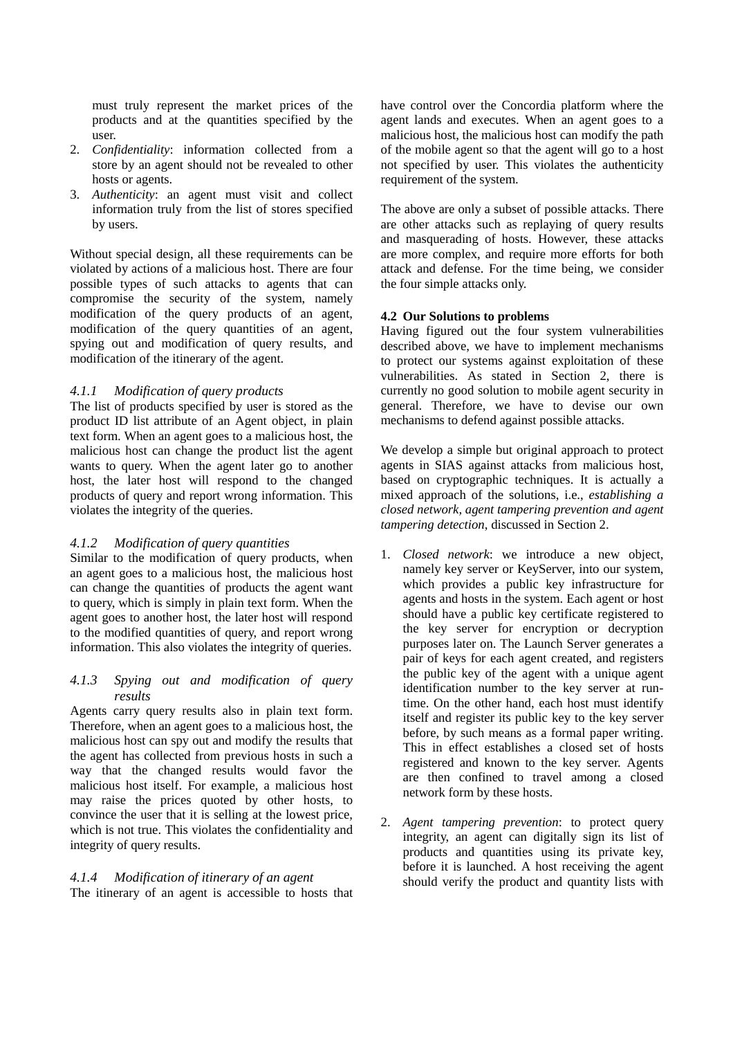must truly represent the market prices of the products and at the quantities specified by the user.

2. *Confidentiality*: information collected from a store by an agent should not be revealed to other hosts or agents.
3. *Authenticity*: an agent must visit and collect information truly from the list of stores specified by users.

Without special design, all these requirements can be violated by actions of a malicious host. There are four possible types of such attacks to agents that can compromise the security of the system, namely modification of the query products of an agent, modification of the query quantities of an agent, spying out and modification of query results, and modification of the itinerary of the agent.

#### *4.1.1 Modification of query products*

The list of products specified by user is stored as the product ID list attribute of an Agent object, in plain text form. When an agent goes to a malicious host, the malicious host can change the product list the agent wants to query. When the agent later go to another host, the later host will respond to the changed products of query and report wrong information. This violates the integrity of the queries.

#### *4.1.2 Modification of query quantities*

Similar to the modification of query products, when an agent goes to a malicious host, the malicious host can change the quantities of products the agent want to query, which is simply in plain text form. When the agent goes to another host, the later host will respond to the modified quantities of query, and report wrong information. This also violates the integrity of queries.

#### *4.1.3 Spying out and modification of query results*

Agents carry query results also in plain text form. Therefore, when an agent goes to a malicious host, the malicious host can spy out and modify the results that the agent has collected from previous hosts in such a way that the changed results would favor the malicious host itself. For example, a malicious host may raise the prices quoted by other hosts, to convince the user that it is selling at the lowest price, which is not true. This violates the confidentiality and integrity of query results.

#### *4.1.4 Modification of itinerary of an agent*

The itinerary of an agent is accessible to hosts that have control over the Concordia platform where the agent lands and executes. When an agent goes to a malicious host, the malicious host can modify the path of the mobile agent so that the agent will go to a host not specified by user. This violates the authenticity requirement of the system.

The above are only a subset of possible attacks. There are other attacks such as replaying of query results and masquerading of hosts. However, these attacks are more complex, and require more efforts for both attack and defense. For the time being, we consider the four simple attacks only.

### 4.2 Our Solutions to problems

Having figured out the four system vulnerabilities described above, we have to implement mechanisms to protect our systems against exploitation of these vulnerabilities. As stated in Section 2, there is currently no good solution to mobile agent security in general. Therefore, we have to devise our own mechanisms to defend against possible attacks.

We develop a simple but original approach to protect agents in SIAS against attacks from malicious host, based on cryptographic techniques. It is actually a mixed approach of the solutions, i.e., *establishing a closed network, agent tampering prevention and agent tampering detection*, discussed in Section 2.

1. *Closed network*: we introduce a new object, namely key server or KeyServer, into our system, which provides a public key infrastructure for agents and hosts in the system. Each agent or host should have a public key certificate registered to the key server for encryption or decryption purposes later on. The Launch Server generates a pair of keys for each agent created, and registers the public key of the agent with a unique agent identification number to the key server at run-time. On the other hand, each host must identify itself and register its public key to the key server before, by such means as a formal paper writing. This in effect establishes a closed set of hosts registered and known to the key server. Agents are then confined to travel among a closed network form by these hosts.

2. *Agent tampering prevention*: to protect query integrity, an agent can digitally sign its list of products and quantities using its private key, before it is launched. A host receiving the agent should verify the product and quantity lists with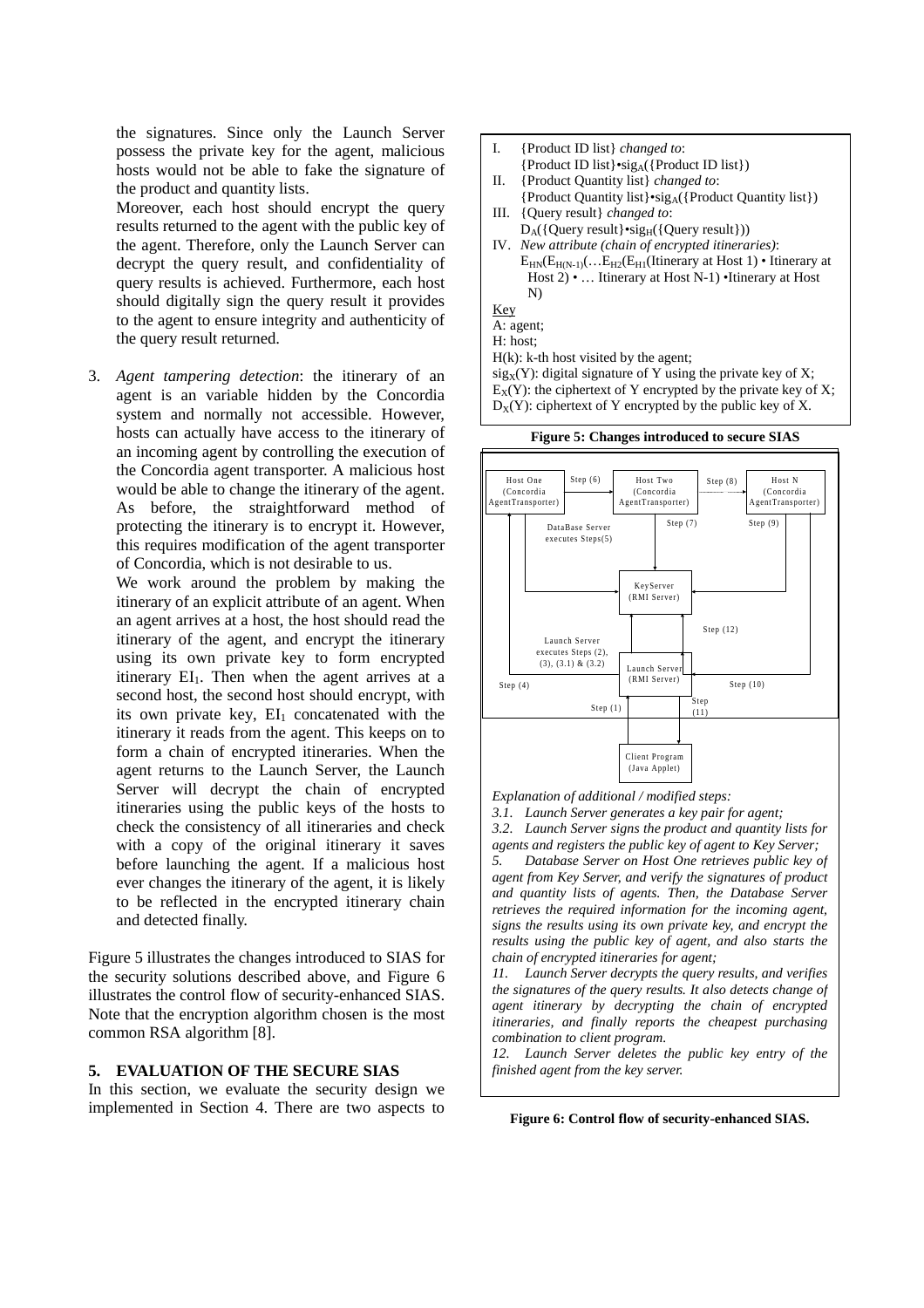the signatures. Since only the Launch Server possess the private key for the agent, malicious hosts would not be able to fake the signature of the product and quantity lists.

Moreover, each host should encrypt the query results returned to the agent with the public key of the agent. Therefore, only the Launch Server can decrypt the query result, and confidentiality of query results is achieved. Furthermore, each host should digitally sign the query result it provides to the agent to ensure integrity and authenticity of the query result returned.

3. *Agent tampering detection*: the itinerary of an agent is an variable hidden by the Concordia system and normally not accessible. However, hosts can actually have access to the itinerary of an incoming agent by controlling the execution of the Concordia agent transporter. A malicious host would be able to change the itinerary of the agent. As before, the straightforward method of protecting the itinerary is to encrypt it. However, this requires modification of the agent transporter of Concordia, which is not desirable to us.

   We work around the problem by making the itinerary of an explicit attribute of an agent. When an agent arrives at a host, the host should read the itinerary of the agent, and encrypt the itinerary using its own private key to form encrypted itinerary $EI_1$. Then when the agent arrives at a second host, the second host should encrypt, with its own private key, $EI_1$ concatenated with the itinerary it reads from the agent. This keeps on to form a chain of encrypted itineraries. When the agent returns to the Launch Server, the Launch Server will decrypt the chain of encrypted itineraries using the public keys of the hosts to check the consistency of all itineraries and check with a copy of the original itinerary it saves before launching the agent. If a malicious host ever changes the itinerary of the agent, it is likely to be reflected in the encrypted itinerary chain and detected finally.

Figure 5 illustrates the changes introduced to SIAS for the security solutions described above, and Figure 6 illustrates the control flow of security-enhanced SIAS. Note that the encryption algorithm chosen is the most common RSA algorithm [8].

I. {Product ID list} *changed to*:
{Product ID list}•$sig_A$({Product ID list})

II. {Product Quantity list} *changed to*:
{Product Quantity list}•$sig_A$({Product Quantity list})

III. {Query result} *changed to*:
$D_A$({Query result}•$sig_H$({Query result}))

IV. *New attribute (chain of encrypted itineraries)*:
$E_{HN}(E_{H(N-1)}(\ldots E_{H2}(E_{H1}($Itinerary at Host 1$)$ • Itinerary at Host 2$)$ • … Itinerary at Host N-1$)$ •Itinerary at Host N$)$

Key
A: agent;
H: host;
H(k): k-th host visited by the agent;
$sig_X(Y)$: digital signature of Y using the private key of X;
$E_X(Y)$: the ciphertext of Y encrypted by the private key of X;
$D_X(Y)$: ciphertext of Y encrypted by the public key of X.

**Figure 5: Changes introduced to secure SIAS**

*Explanation of additional / modified steps:*

*3.1. Launch Server generates a key pair for agent;*

*3.2. Launch Server signs the product and quantity lists for agents and registers the public key of agent to Key Server;*

*5. Database Server on Host One retrieves public key of agent from Key Server, and verify the signatures of product and quantity lists of agents. Then, the Database Server retrieves the required information for the incoming agent, signs the results using its own private key, and encrypt the results using the public key of agent, and also starts the chain of encrypted itineraries for agent;*

*11. Launch Server decrypts the query results, and verifies the signatures of the query results. It also detects change of agent itinerary by decrypting the chain of encrypted itineraries, and finally reports the cheapest purchasing combination to client program.*

*12. Launch Server deletes the public key entry of the finished agent from the key server.*

**Figure 6: Control flow of security-enhanced SIAS.**

## 5. EVALUATION OF THE SECURE SIAS

In this section, we evaluate the security design we implemented in Section 4. There are two aspects to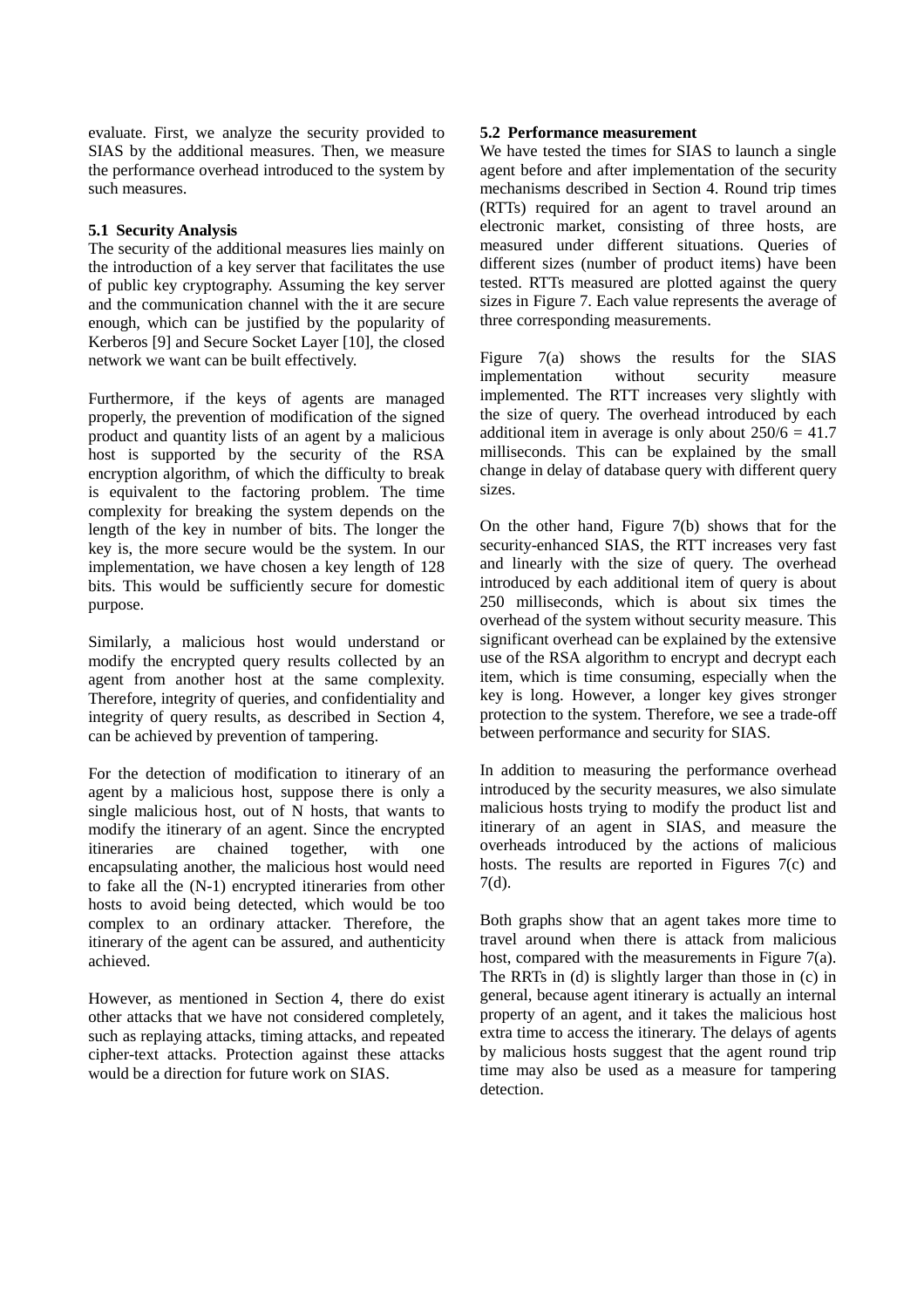evaluate. First, we analyze the security provided to SIAS by the additional measures. Then, we measure the performance overhead introduced to the system by such measures.

### 5.1 Security Analysis

The security of the additional measures lies mainly on the introduction of a key server that facilitates the use of public key cryptography. Assuming the key server and the communication channel with the it are secure enough, which can be justified by the popularity of Kerberos [9] and Secure Socket Layer [10], the closed network we want can be built effectively.

Furthermore, if the keys of agents are managed properly, the prevention of modification of the signed product and quantity lists of an agent by a malicious host is supported by the security of the RSA encryption algorithm, of which the difficulty to break is equivalent to the factoring problem. The time complexity for breaking the system depends on the length of the key in number of bits. The longer the key is, the more secure would be the system. In our implementation, we have chosen a key length of 128 bits. This would be sufficiently secure for domestic purpose.

Similarly, a malicious host would understand or modify the encrypted query results collected by an agent from another host at the same complexity. Therefore, integrity of queries, and confidentiality and integrity of query results, as described in Section 4, can be achieved by prevention of tampering.

For the detection of modification to itinerary of an agent by a malicious host, suppose there is only a single malicious host, out of N hosts, that wants to modify the itinerary of an agent. Since the encrypted itineraries are chained together, with one encapsulating another, the malicious host would need to fake all the (N-1) encrypted itineraries from other hosts to avoid being detected, which would be too complex to an ordinary attacker. Therefore, the itinerary of the agent can be assured, and authenticity achieved.

However, as mentioned in Section 4, there do exist other attacks that we have not considered completely, such as replaying attacks, timing attacks, and repeated cipher-text attacks. Protection against these attacks would be a direction for future work on SIAS.

### 5.2 Performance measurement

We have tested the times for SIAS to launch a single agent before and after implementation of the security mechanisms described in Section 4. Round trip times (RTTs) required for an agent to travel around an electronic market, consisting of three hosts, are measured under different situations. Queries of different sizes (number of product items) have been tested. RTTs measured are plotted against the query sizes in Figure 7. Each value represents the average of three corresponding measurements.

Figure 7(a) shows the results for the SIAS implementation without security measure implemented. The RTT increases very slightly with the size of query. The overhead introduced by each additional item in average is only about $250/6 = 41.7$ milliseconds. This can be explained by the small change in delay of database query with different query sizes.

On the other hand, Figure 7(b) shows that for the security-enhanced SIAS, the RTT increases very fast and linearly with the size of query. The overhead introduced by each additional item of query is about 250 milliseconds, which is about six times the overhead of the system without security measure. This significant overhead can be explained by the extensive use of the RSA algorithm to encrypt and decrypt each item, which is time consuming, especially when the key is long. However, a longer key gives stronger protection to the system. Therefore, we see a trade-off between performance and security for SIAS.

In addition to measuring the performance overhead introduced by the security measures, we also simulate malicious hosts trying to modify the product list and itinerary of an agent in SIAS, and measure the overheads introduced by the actions of malicious hosts. The results are reported in Figures 7(c) and 7(d).

Both graphs show that an agent takes more time to travel around when there is attack from malicious host, compared with the measurements in Figure 7(a). The RRTs in (d) is slightly larger than those in (c) in general, because agent itinerary is actually an internal property of an agent, and it takes the malicious host extra time to access the itinerary. The delays of agents by malicious hosts suggest that the agent round trip time may also be used as a measure for tampering detection.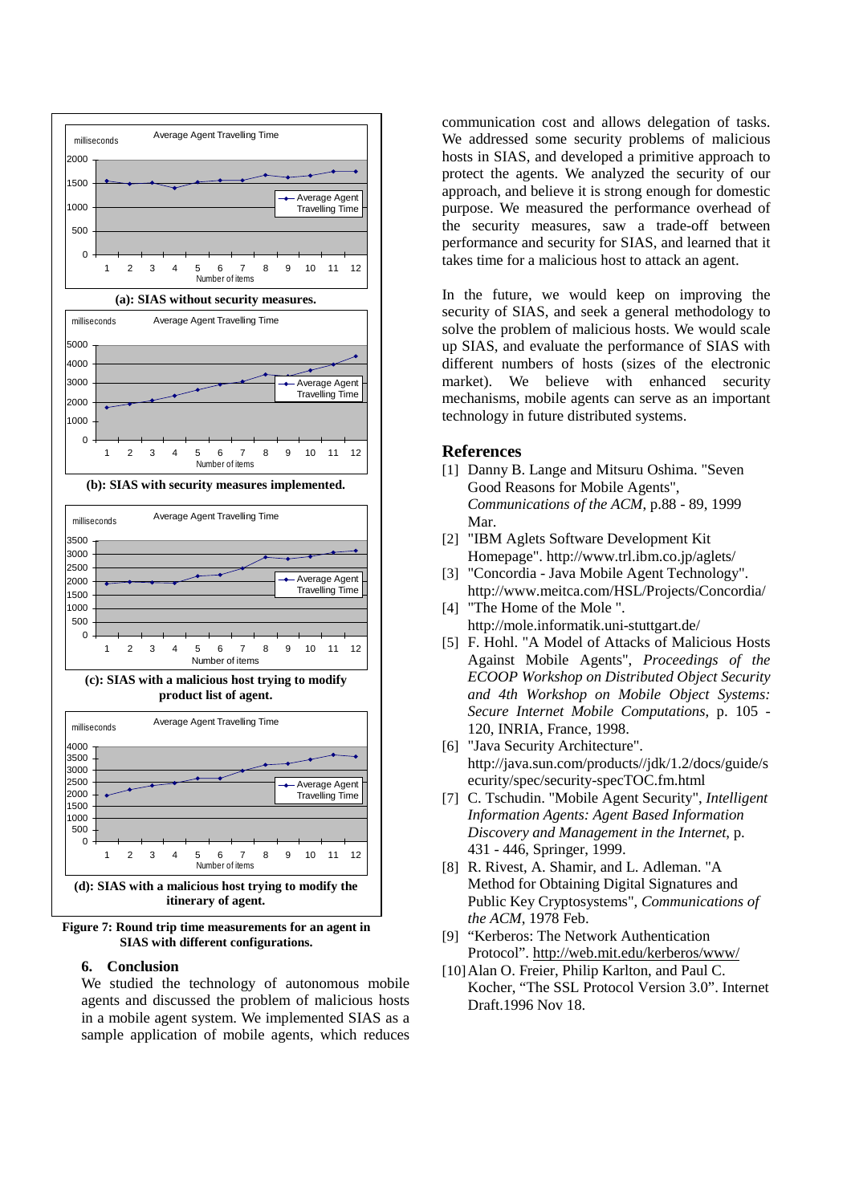milliseconds
Average Agent Travelling Time
2000
1500
1000
500
0
1 2 3 4 5 6 7 8 9 10 11 12
Number of items
Average Agent Travelling Time

**(a): SIAS without security measures.**

milliseconds
Average Agent Travelling Time
5000
4000
3000
2000
1000
0
1 2 3 4 5 6 7 8 9 10 11 12
Number of items
Average Agent Travelling Time

**(b): SIAS with security measures implemented.**

milliseconds
Average Agent Travelling Time
3500
3000
2500
2000
1500
1000
500
0
1 2 3 4 5 6 7 8 9 10 11 12
Number of items
Average Agent Travelling Time

**(c): SIAS with a malicious host trying to modify product list of agent.**

milliseconds
Average Agent Travelling Time
4000
3500
3000
2500
2000
1500
1000
500
0
1 2 3 4 5 6 7 8 9 10 11 12
Number of items
Average Agent Travelling Time

**(d): SIAS with a malicious host trying to modify the itinerary of agent.**

**Figure 7: Round trip time measurements for an agent in SIAS with different configurations.**

## 6. Conclusion

We studied the technology of autonomous mobile agents and discussed the problem of malicious hosts in a mobile agent system. We implemented SIAS as a sample application of mobile agents, which reduces communication cost and allows delegation of tasks. We addressed some security problems of malicious hosts in SIAS, and developed a primitive approach to protect the agents. We analyzed the security of our approach, and believe it is strong enough for domestic purpose. We measured the performance overhead of the security measures, saw a trade-off between performance and security for SIAS, and learned that it takes time for a malicious host to attack an agent.

In the future, we would keep on improving the security of SIAS, and seek a general methodology to solve the problem of malicious hosts. We would scale up SIAS, and evaluate the performance of SIAS with different numbers of hosts (sizes of the electronic market). We believe with enhanced security mechanisms, mobile agents can serve as an important technology in future distributed systems.

## References

[1] Danny B. Lange and Mitsuru Oshima. "Seven Good Reasons for Mobile Agents", *Communications of the ACM*, p.88 - 89, 1999 Mar.

[2] "IBM Aglets Software Development Kit Homepage". http://www.trl.ibm.co.jp/aglets/

[3] "Concordia - Java Mobile Agent Technology". http://www.meitca.com/HSL/Projects/Concordia/

[4] "The Home of the Mole ". http://mole.informatik.uni-stuttgart.de/

[5] F. Hohl. "A Model of Attacks of Malicious Hosts Against Mobile Agents", *Proceedings of the ECOOP Workshop on Distributed Object Security and 4th Workshop on Mobile Object Systems: Secure Internet Mobile Computations*, p. 105 - 120, INRIA, France, 1998.

[6] "Java Security Architecture". http://java.sun.com/products//jdk/1.2/docs/guide/security/spec/security-specTOC.fm.html

[7] C. Tschudin. "Mobile Agent Security", *Intelligent Information Agents: Agent Based Information Discovery and Management in the Internet*, p. 431 - 446, Springer, 1999.

[8] R. Rivest, A. Shamir, and L. Adleman. "A Method for Obtaining Digital Signatures and Public Key Cryptosystems", *Communications of the ACM*, 1978 Feb.

[9] "Kerberos: The Network Authentication Protocol". http://web.mit.edu/kerberos/www/

[10] Alan O. Freier, Philip Karlton, and Paul C. Kocher, "The SSL Protocol Version 3.0". Internet Draft.1996 Nov 18.